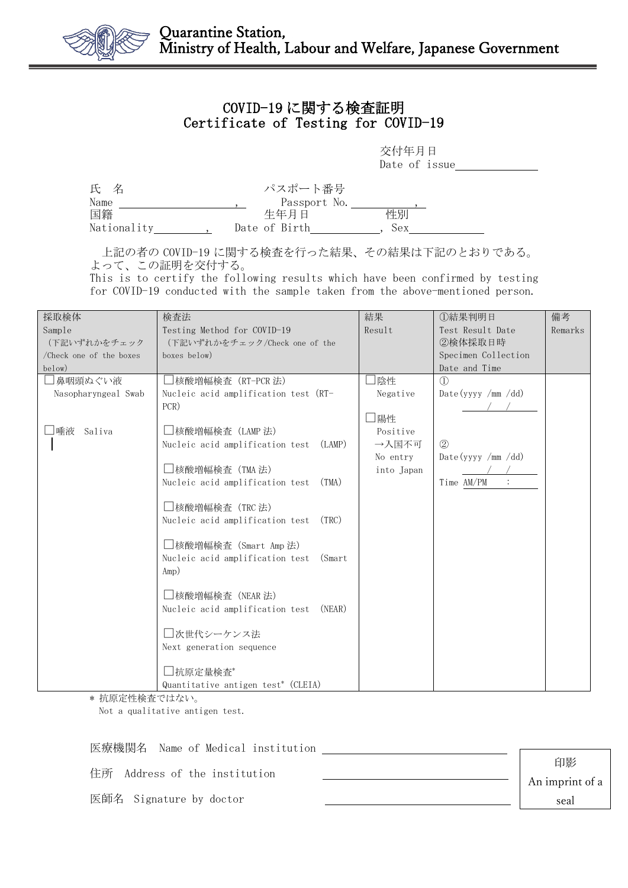Quarantine Station,
Ministry of Health, Labour and Welfare, Japanese Government

# COVID-19に関する検査証明
# Certificate of Testing for COVID-19

交付年月日
Date of issue\_\_\_\_\_\_\_\_\_\_\_\_

氏　名　　　　　　　　　　　　パスポート番号
Name \_\_\_\_\_\_\_\_\_\_\_\_\_\_\_\_\_\_\_\_, Passport No.\_\_\_\_\_\_\_\_\_\_\_,

国籍　　　　　　　　　　　　生年月日　　　　　性別
Nationality\_\_\_\_\_\_\_\_, Date of Birth\_\_\_\_\_\_\_\_\_\_\_, Sex\_\_\_\_\_\_\_\_\_\_\_\_

上記の者のCOVID-19に関する検査を行った結果、その結果は下記のとおりである。よって、この証明を交付する。
This is to certify the following results which have been confirmed by testing for COVID-19 conducted with the sample taken from the above-mentioned person.

| 採取検体<br>Sample<br>（下記いずれかをチェック/Check one of the boxes below） | 検査法<br>Testing Method for COVID-19<br>（下記いずれかをチェック/Check one of the boxes below） | 結果<br>Result | ①結果判明日<br>Test Result Date<br>②検体採取日時<br>Specimen Collection Date and Time | 備考<br>Remarks |
|---|---|---|---|---|
| □鼻咽頭ぬぐい液<br>Nasopharyngeal Swab<br><br>□唾液　Saliva | □核酸増幅検査（RT-PCR法）<br>Nucleic acid amplification test (RT-PCR)<br><br>□核酸増幅検査（LAMP法）<br>Nucleic acid amplification test (LAMP)<br><br>□核酸増幅検査（TMA法）<br>Nucleic acid amplification test (TMA)<br><br>□核酸増幅検査（TRC法）<br>Nucleic acid amplification test (TRC)<br><br>□核酸増幅検査（Smart Amp法）<br>Nucleic acid amplification test (Smart Amp)<br><br>□核酸増幅検査（NEAR法）<br>Nucleic acid amplification test (NEAR)<br><br>□次世代シーケンス法<br>Next generation sequence<br><br>□抗原定量検査*<br>Quantitative antigen test* (CLEIA) | □陰性<br>Negative<br><br>□陽性<br>Positive<br>→入国不可<br>No entry into Japan | ①<br>Date(yyyy /mm /dd)<br>/ /<br><br>②<br>Date(yyyy /mm /dd)<br>/ /<br>Time AM/PM : | |

\* 抗原定性検査ではない。
Not a qualitative antigen test.

医療機関名　Name of Medical institution \_\_\_\_\_\_\_\_\_\_\_\_\_\_\_\_\_\_\_\_\_\_\_\_

住所　Address of the institution \_\_\_\_\_\_\_\_\_\_\_\_\_\_\_\_\_\_\_\_\_\_\_\_

医師名　Signature by doctor \_\_\_\_\_\_\_\_\_\_\_\_\_\_\_\_\_\_\_\_\_\_\_\_

印影
An imprint of a seal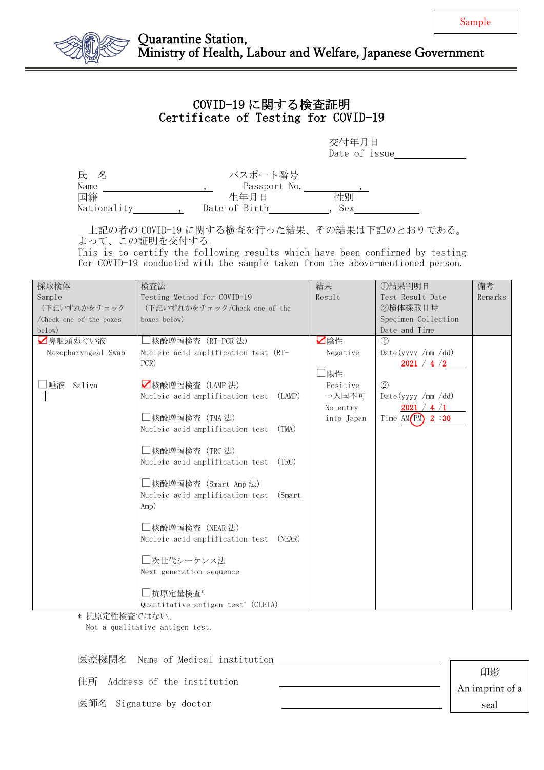Sample

Quarantine Station,
Ministry of Health, Labour and Welfare, Japanese Government

# COVID-19 に関する検査証明
# Certificate of Testing for COVID-19

交付年月日
Date of issue\_\_\_\_\_\_\_\_\_\_

氏　名
Name \_\_\_\_\_\_\_\_\_\_, パスポート番号 Passport No. \_\_\_\_\_\_\_\_\_\_,
国籍
Nationality\_\_\_\_\_\_\_\_, 生年月日 Date of Birth\_\_\_\_\_\_\_\_\_\_, 性別 Sex\_\_\_\_\_\_\_\_\_\_

上記の者の COVID-19 に関する検査を行った結果、その結果は下記のとおりである。よって、この証明を交付する。
This is to certify the following results which have been confirmed by testing for COVID-19 conducted with the sample taken from the above-mentioned person.

| 採取検体<br>Sample<br>（下記いずれかをチェック/Check one of the boxes below） | 検査法<br>Testing Method for COVID-19<br>（下記いずれかをチェック/Check one of the boxes below） | 結果<br>Result | ①結果判明日<br>Test Result Date<br>②検体採取日時<br>Specimen Collection Date and Time | 備考<br>Remarks |
|---|---|---|---|---|
| ☑鼻咽頭ぬぐい液<br>Nasopharyngeal Swab<br><br>☐唾液　Saliva | ☐核酸増幅検査（RT-PCR 法）<br>Nucleic acid amplification test (RT-PCR)<br><br>☑核酸増幅検査（LAMP 法）<br>Nucleic acid amplification test (LAMP)<br><br>☐核酸増幅検査（TMA 法）<br>Nucleic acid amplification test (TMA)<br><br>☐核酸増幅検査（TRC 法）<br>Nucleic acid amplification test (TRC)<br><br>☐核酸増幅検査（Smart Amp 法）<br>Nucleic acid amplification test (Smart Amp)<br><br>☐核酸増幅検査（NEAR 法）<br>Nucleic acid amplification test (NEAR)<br><br>☐次世代シーケンス法<br>Next generation sequence<br><br>☐抗原定量検査*<br>Quantitative antigen test* (CLEIA) | ☑陰性<br>Negative<br><br>☐陽性<br>Positive<br>→入国不可<br>No entry into Japan | ①<br>Date(yyyy /mm /dd)<br>2021 / 4 /2<br><br>②<br>Date(yyyy /mm /dd)<br>2021 / 4 /1<br>Time AM/PM(circled: PM) 2 :30 | |

\* 抗原定性検査ではない。
Not a qualitative antigen test.

医療機関名　Name of Medical institution \_\_\_\_\_\_\_\_\_\_

住所　Address of the institution \_\_\_\_\_\_\_\_\_\_

医師名　Signature by doctor \_\_\_\_\_\_\_\_\_\_

印影
An imprint of a seal